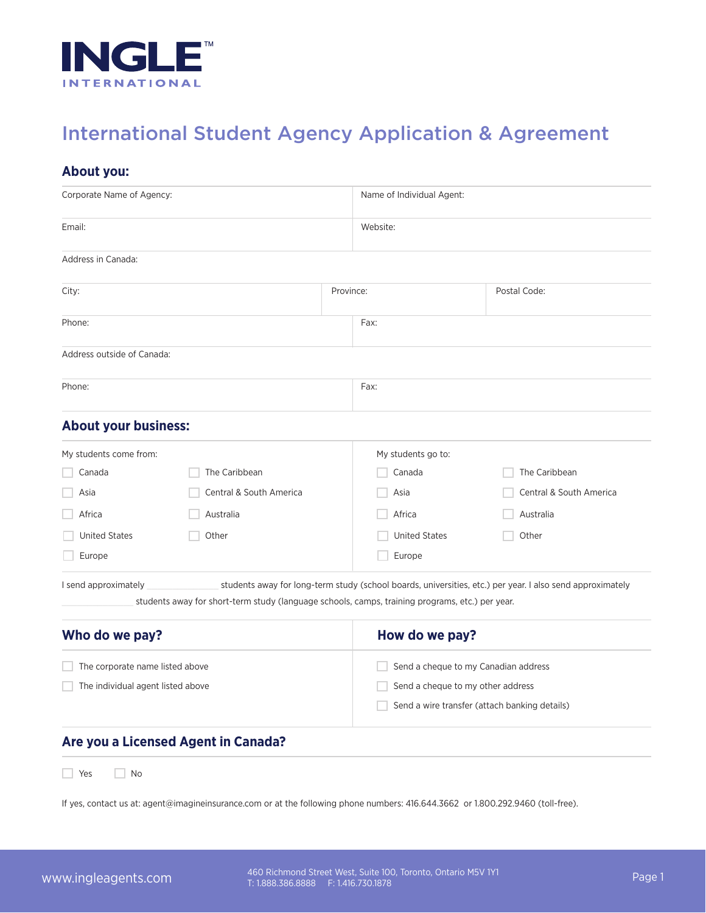INGLE™
INTERNATIONAL

# International Student Agency Application & Agreement

## About you:

| Corporate Name of Agency: | | Name of Individual Agent: |
|---|---|---|
| Email: | | Website: |
| Address in Canada: | | |
| City: | Province: | Postal Code: |
| Phone: | | Fax: |
| Address outside of Canada: | | |
| Phone: | | Fax: |

## About your business:

My students come from:

- ☐ Canada
- ☐ Asia
- ☐ Africa
- ☐ United States
- ☐ Europe
- ☐ The Caribbean
- ☐ Central & South America
- ☐ Australia
- ☐ Other

My students go to:

- ☐ Canada
- ☐ Asia
- ☐ Africa
- ☐ United States
- ☐ Europe
- ☐ The Caribbean
- ☐ Central & South America
- ☐ Australia
- ☐ Other

I send approximately ______________ students away for long-term study (school boards, universities, etc.) per year. I also send approximately ______________ students away for short-term study (language schools, camps, training programs, etc.) per year.

## Who do we pay?

- ☐ The corporate name listed above
- ☐ The individual agent listed above

## How do we pay?

- ☐ Send a cheque to my Canadian address
- ☐ Send a cheque to my other address
- ☐ Send a wire transfer (attach banking details)

## Are you a Licensed Agent in Canada?

☐ Yes ☐ No

If yes, contact us at: agent@imagineinsurance.com or at the following phone numbers: 416.644.3662 or 1.800.292.9460 (toll-free).

www.ingleagents.com

460 Richmond Street West, Suite 100, Toronto, Ontario M5V 1Y1
T: 1.888.386.8888 F: 1.416.730.1878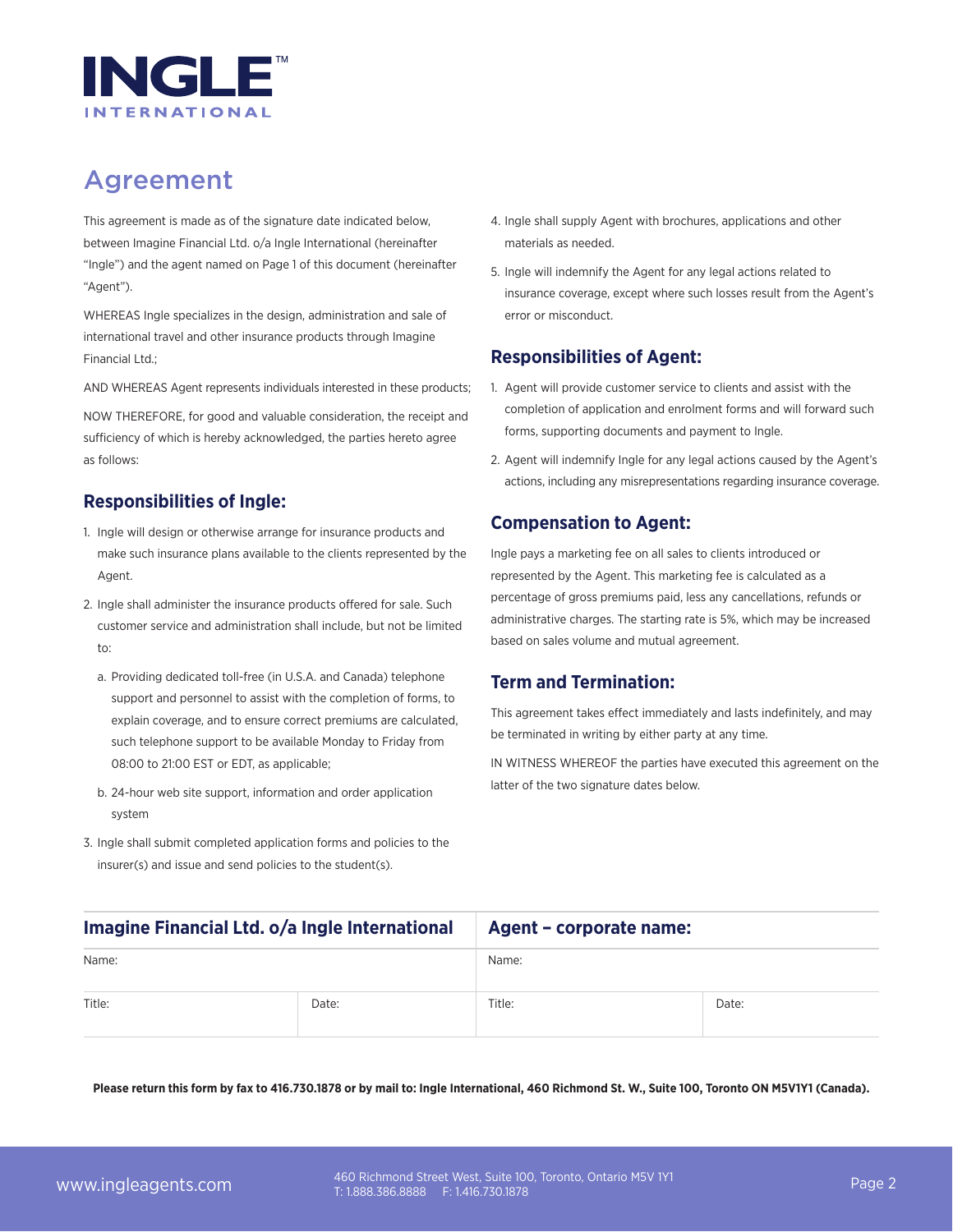# INGLE INTERNATIONAL

## Agreement

This agreement is made as of the signature date indicated below, between Imagine Financial Ltd. o/a Ingle International (hereinafter "Ingle") and the agent named on Page 1 of this document (hereinafter "Agent").

WHEREAS Ingle specializes in the design, administration and sale of international travel and other insurance products through Imagine Financial Ltd.;

AND WHEREAS Agent represents individuals interested in these products;

NOW THEREFORE, for good and valuable consideration, the receipt and sufficiency of which is hereby acknowledged, the parties hereto agree as follows:

### Responsibilities of Ingle:

1. Ingle will design or otherwise arrange for insurance products and make such insurance plans available to the clients represented by the Agent.
2. Ingle shall administer the insurance products offered for sale. Such customer service and administration shall include, but not be limited to:
   a. Providing dedicated toll-free (in U.S.A. and Canada) telephone support and personnel to assist with the completion of forms, to explain coverage, and to ensure correct premiums are calculated, such telephone support to be available Monday to Friday from 08:00 to 21:00 EST or EDT, as applicable;
   b. 24-hour web site support, information and order application system
3. Ingle shall submit completed application forms and policies to the insurer(s) and issue and send policies to the student(s).
4. Ingle shall supply Agent with brochures, applications and other materials as needed.
5. Ingle will indemnify the Agent for any legal actions related to insurance coverage, except where such losses result from the Agent's error or misconduct.

### Responsibilities of Agent:

1. Agent will provide customer service to clients and assist with the completion of application and enrolment forms and will forward such forms, supporting documents and payment to Ingle.
2. Agent will indemnify Ingle for any legal actions caused by the Agent's actions, including any misrepresentations regarding insurance coverage.

### Compensation to Agent:

Ingle pays a marketing fee on all sales to clients introduced or represented by the Agent. This marketing fee is calculated as a percentage of gross premiums paid, less any cancellations, refunds or administrative charges. The starting rate is 5%, which may be increased based on sales volume and mutual agreement.

### Term and Termination:

This agreement takes effect immediately and lasts indefinitely, and may be terminated in writing by either party at any time.

IN WITNESS WHEREOF the parties have executed this agreement on the latter of the two signature dates below.

| **Imagine Financial Ltd. o/a Ingle International** | | **Agent – corporate name:** | |
|---|---|---|---|
| Name: | | Name: | |
| Title: | Date: | Title: | Date: |

**Please return this form by fax to 416.730.1878 or by mail to: Ingle International, 460 Richmond St. W., Suite 100, Toronto ON M5V1Y1 (Canada).**

www.ingleagents.com

460 Richmond Street West, Suite 100, Toronto, Ontario M5V 1Y1
T: 1.888.386.8888 F: 1.416.730.1878